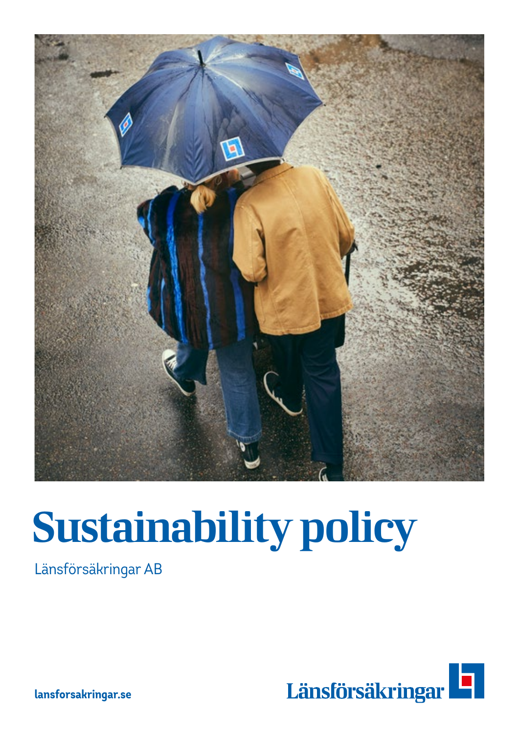# Sustainability policy

Länsförsäkringar AB

lansforsakringar.se

Länsförsäkringar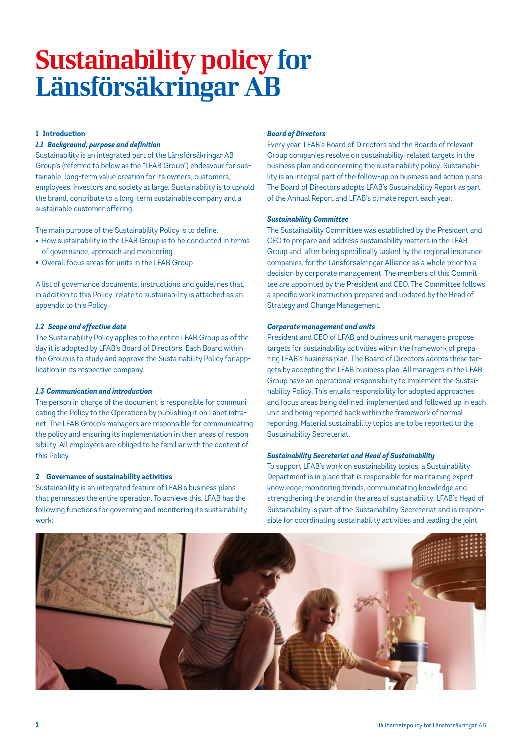# Sustainability policy for Länsförsäkringar AB

## 1 Introduction

### *1.1 Background, purpose and definition*

Sustainability is an integrated part of the Länsförsäkringar AB Group's (referred to below as the "LFAB Group") endeavour for sustainable, long-term value creation for its owners, customers, employees, investors and society at large. Sustainability is to uphold the brand, contribute to a long-term sustainable company and a sustainable customer offering.

The main purpose of the Sustainability Policy is to define:

- How sustainability in the LFAB Group is to be conducted in terms of governance, approach and monitoring
- Overall focus areas for units in the LFAB Group

A list of governance documents, instructions and guidelines that, in addition to this Policy, relate to sustainability is attached as an appendix to this Policy.

### *1.2 Scope and effective date*

The Sustainability Policy applies to the entire LFAB Group as of the day it is adopted by LFAB's Board of Directors. Each Board within the Group is to study and approve the Sustainability Policy for application in its respective company.

### *1.3 Communication and introduction*

The person in charge of the document is responsible for communicating the Policy to the Operations by publishing it on Länet intranet. The LFAB Group's managers are responsible for communicating the policy and ensuring its implementation in their areas of responsibility. All employees are obliged to be familiar with the content of this Policy.

## 2 Governance of sustainability activities

Sustainability is an integrated feature of LFAB's business plans that permeates the entire operation. To achieve this, LFAB has the following functions for governing and monitoring its sustainability work:

### *Board of Directors*

Every year, LFAB's Board of Directors and the Boards of relevant Group companies resolve on sustainability-related targets in the business plan and concerning the sustainability policy. Sustainability is an integral part of the follow-up on business and action plans. The Board of Directors adopts LFAB's Sustainability Report as part of the Annual Report and LFAB's climate report each year.

### *Sustainability Committee*

The Sustainability Committee was established by the President and CEO to prepare and address sustainability matters in the LFAB Group and, after being specifically tasked by the regional insurance companies, for the Länsförsäkringar Alliance as a whole prior to a decision by corporate management. The members of this Committee are appointed by the President and CEO. The Committee follows a specific work instruction prepared and updated by the Head of Strategy and Change Management.

### *Corporate management and units*

President and CEO of LFAB and business unit managers propose targets for sustainability activities within the framework of preparing LFAB's business plan. The Board of Directors adopts these targets by accepting the LFAB business plan. All managers in the LFAB Group have an operational responsibility to implement the Sustainability Policy. This entails responsibility for adopted approaches and focus areas being defined, implemented and followed up in each unit and being reported back within the framework of normal reporting. Material sustainability topics are to be reported to the Sustainability Secreteriat.

### *Sustainability Secreteriat and Head of Sustainability*

To support LFAB's work on sustainability topics, a Sustainability Department is in place that is responsible for maintaining expert knowledge, monitoring trends, communicating knowledge and strengthening the brand in the area of sustainability. LFAB's Head of Sustainability is part of the Sustainability Secreteriat and is responsible for coordinating sustainability activities and leading the joint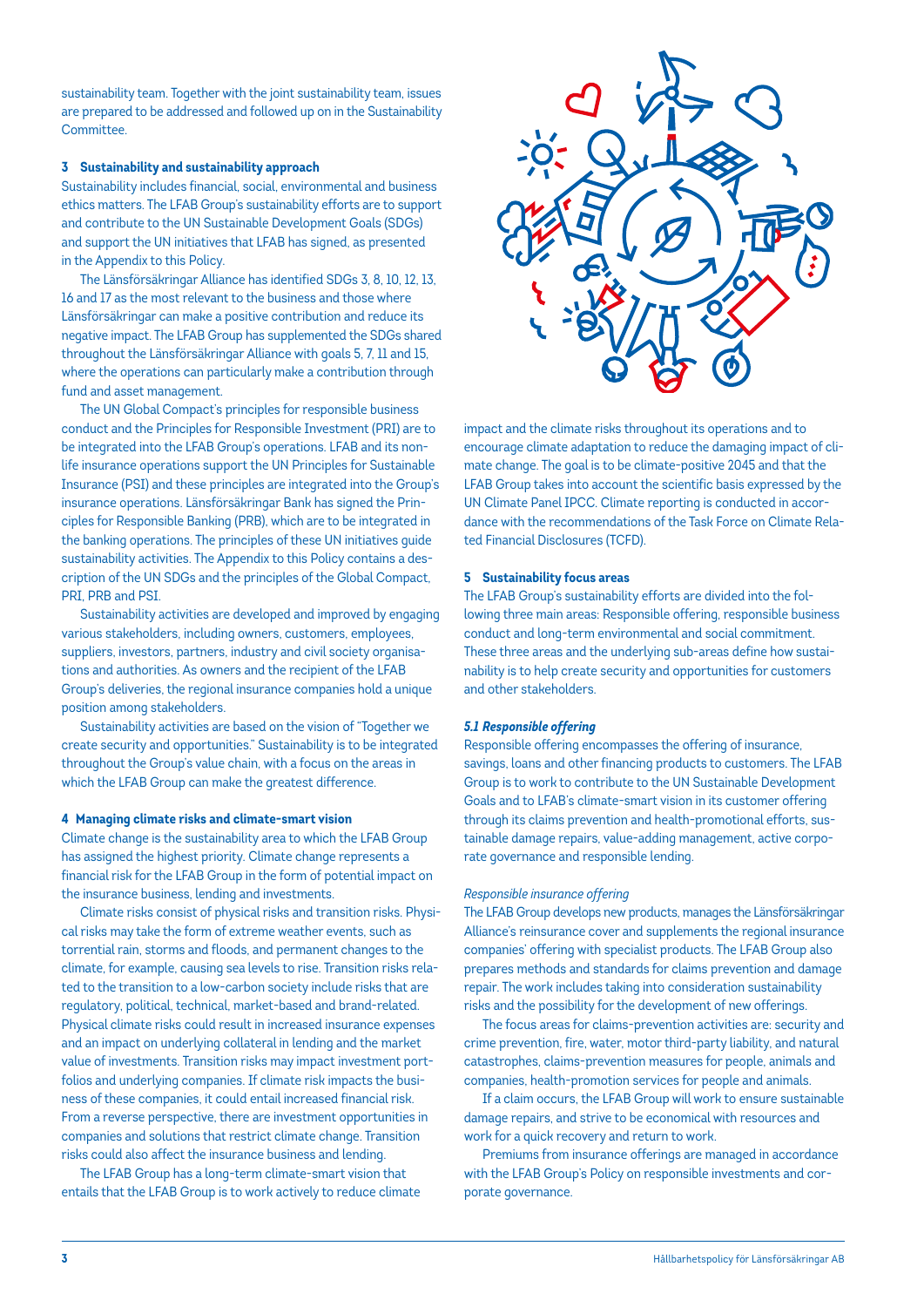sustainability team. Together with the joint sustainability team, issues are prepared to be addressed and followed up on in the Sustainability Committee.

### 3 Sustainability and sustainability approach

Sustainability includes financial, social, environmental and business ethics matters. The LFAB Group's sustainability efforts are to support and contribute to the UN Sustainable Development Goals (SDGs) and support the UN initiatives that LFAB has signed, as presented in the Appendix to this Policy.

The Länsförsäkringar Alliance has identified SDGs 3, 8, 10, 12, 13, 16 and 17 as the most relevant to the business and those where Länsförsäkringar can make a positive contribution and reduce its negative impact. The LFAB Group has supplemented the SDGs shared throughout the Länsförsäkringar Alliance with goals 5, 7, 11 and 15, where the operations can particularly make a contribution through fund and asset management.

The UN Global Compact's principles for responsible business conduct and the Principles for Responsible Investment (PRI) are to be integrated into the LFAB Group's operations. LFAB and its non-life insurance operations support the UN Principles for Sustainable Insurance (PSI) and these principles are integrated into the Group's insurance operations. Länsförsäkringar Bank has signed the Principles for Responsible Banking (PRB), which are to be integrated in the banking operations. The principles of these UN initiatives guide sustainability activities. The Appendix to this Policy contains a description of the UN SDGs and the principles of the Global Compact, PRI, PRB and PSI.

Sustainability activities are developed and improved by engaging various stakeholders, including owners, customers, employees, suppliers, investors, partners, industry and civil society organisations and authorities. As owners and the recipient of the LFAB Group's deliveries, the regional insurance companies hold a unique position among stakeholders.

Sustainability activities are based on the vision of "Together we create security and opportunities." Sustainability is to be integrated throughout the Group's value chain, with a focus on the areas in which the LFAB Group can make the greatest difference.

### 4 Managing climate risks and climate-smart vision

Climate change is the sustainability area to which the LFAB Group has assigned the highest priority. Climate change represents a financial risk for the LFAB Group in the form of potential impact on the insurance business, lending and investments.

Climate risks consist of physical risks and transition risks. Physical risks may take the form of extreme weather events, such as torrential rain, storms and floods, and permanent changes to the climate, for example, causing sea levels to rise. Transition risks related to the transition to a low-carbon society include risks that are regulatory, political, technical, market-based and brand-related. Physical climate risks could result in increased insurance expenses and an impact on underlying collateral in lending and the market value of investments. Transition risks may impact investment portfolios and underlying companies. If climate risk impacts the business of these companies, it could entail increased financial risk. From a reverse perspective, there are investment opportunities in companies and solutions that restrict climate change. Transition risks could also affect the insurance business and lending.

The LFAB Group has a long-term climate-smart vision that entails that the LFAB Group is to work actively to reduce climate impact and the climate risks throughout its operations and to encourage climate adaptation to reduce the damaging impact of climate change. The goal is to be climate-positive 2045 and that the LFAB Group takes into account the scientific basis expressed by the UN Climate Panel IPCC. Climate reporting is conducted in accordance with the recommendations of the Task Force on Climate Related Financial Disclosures (TCFD).

### 5 Sustainability focus areas

The LFAB Group's sustainability efforts are divided into the following three main areas: Responsible offering, responsible business conduct and long-term environmental and social commitment. These three areas and the underlying sub-areas define how sustainability is to help create security and opportunities for customers and other stakeholders.

#### *5.1 Responsible offering*

Responsible offering encompasses the offering of insurance, savings, loans and other financing products to customers. The LFAB Group is to work to contribute to the UN Sustainable Development Goals and to LFAB's climate-smart vision in its customer offering through its claims prevention and health-promotional efforts, sustainable damage repairs, value-adding management, active corporate governance and responsible lending.

*Responsible insurance offering*

The LFAB Group develops new products, manages the Länsförsäkringar Alliance's reinsurance cover and supplements the regional insurance companies' offering with specialist products. The LFAB Group also prepares methods and standards for claims prevention and damage repair. The work includes taking into consideration sustainability risks and the possibility for the development of new offerings.

The focus areas for claims-prevention activities are: security and crime prevention, fire, water, motor third-party liability, and natural catastrophes, claims-prevention measures for people, animals and companies, health-promotion services for people and animals.

If a claim occurs, the LFAB Group will work to ensure sustainable damage repairs, and strive to be economical with resources and work for a quick recovery and return to work.

Premiums from insurance offerings are managed in accordance with the LFAB Group's Policy on responsible investments and corporate governance.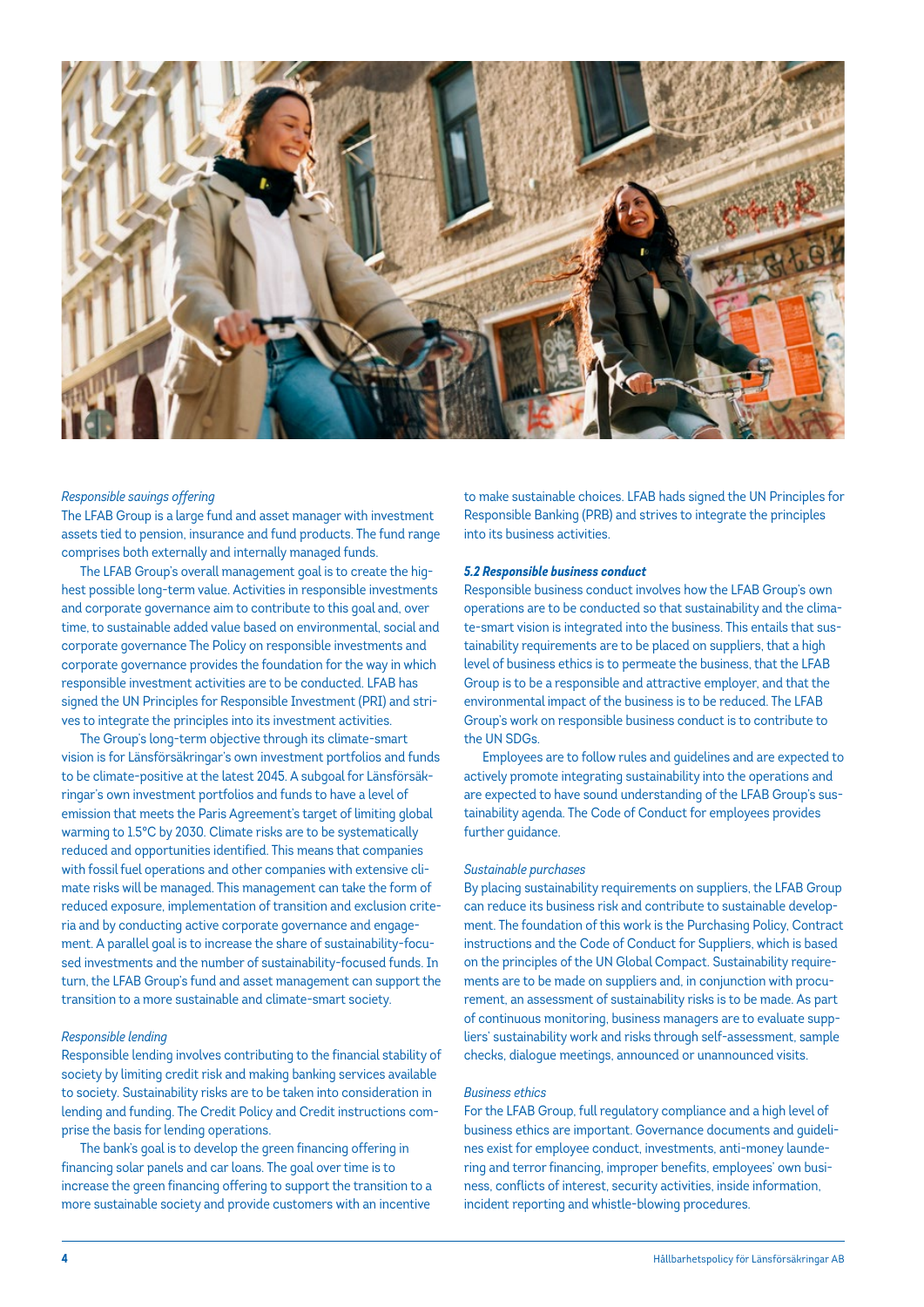*Responsible savings offering*

The LFAB Group is a large fund and asset manager with investment assets tied to pension, insurance and fund products. The fund range comprises both externally and internally managed funds.

The LFAB Group's overall management goal is to create the highest possible long-term value. Activities in responsible investments and corporate governance aim to contribute to this goal and, over time, to sustainable added value based on environmental, social and corporate governance The Policy on responsible investments and corporate governance provides the foundation for the way in which responsible investment activities are to be conducted. LFAB has signed the UN Principles for Responsible Investment (PRI) and strives to integrate the principles into its investment activities.

The Group's long-term objective through its climate-smart vision is for Länsförsäkringar's own investment portfolios and funds to be climate-positive at the latest 2045. A subgoal for Länsförsäkringar's own investment portfolios and funds to have a level of emission that meets the Paris Agreement's target of limiting global warming to 1.5°C by 2030. Climate risks are to be systematically reduced and opportunities identified. This means that companies with fossil fuel operations and other companies with extensive climate risks will be managed. This management can take the form of reduced exposure, implementation of transition and exclusion criteria and by conducting active corporate governance and engagement. A parallel goal is to increase the share of sustainability-focused investments and the number of sustainability-focused funds. In turn, the LFAB Group's fund and asset management can support the transition to a more sustainable and climate-smart society.

*Responsible lending*

Responsible lending involves contributing to the financial stability of society by limiting credit risk and making banking services available to society. Sustainability risks are to be taken into consideration in lending and funding. The Credit Policy and Credit instructions comprise the basis for lending operations.

The bank's goal is to develop the green financing offering in financing solar panels and car loans. The goal over time is to increase the green financing offering to support the transition to a more sustainable society and provide customers with an incentive to make sustainable choices. LFAB hads signed the UN Principles for Responsible Banking (PRB) and strives to integrate the principles into its business activities.

***5.2 Responsible business conduct***

Responsible business conduct involves how the LFAB Group's own operations are to be conducted so that sustainability and the climate-smart vision is integrated into the business. This entails that sustainability requirements are to be placed on suppliers, that a high level of business ethics is to permeate the business, that the LFAB Group is to be a responsible and attractive employer, and that the environmental impact of the business is to be reduced. The LFAB Group's work on responsible business conduct is to contribute to the UN SDGs.

Employees are to follow rules and guidelines and are expected to actively promote integrating sustainability into the operations and are expected to have sound understanding of the LFAB Group's sustainability agenda. The Code of Conduct for employees provides further guidance.

*Sustainable purchases*

By placing sustainability requirements on suppliers, the LFAB Group can reduce its business risk and contribute to sustainable development. The foundation of this work is the Purchasing Policy, Contract instructions and the Code of Conduct for Suppliers, which is based on the principles of the UN Global Compact. Sustainability requirements are to be made on suppliers and, in conjunction with procurement, an assessment of sustainability risks is to be made. As part of continuous monitoring, business managers are to evaluate suppliers' sustainability work and risks through self-assessment, sample checks, dialogue meetings, announced or unannounced visits.

*Business ethics*

For the LFAB Group, full regulatory compliance and a high level of business ethics are important. Governance documents and guidelines exist for employee conduct, investments, anti-money laundering and terror financing, improper benefits, employees' own business, conflicts of interest, security activities, inside information, incident reporting and whistle-blowing procedures.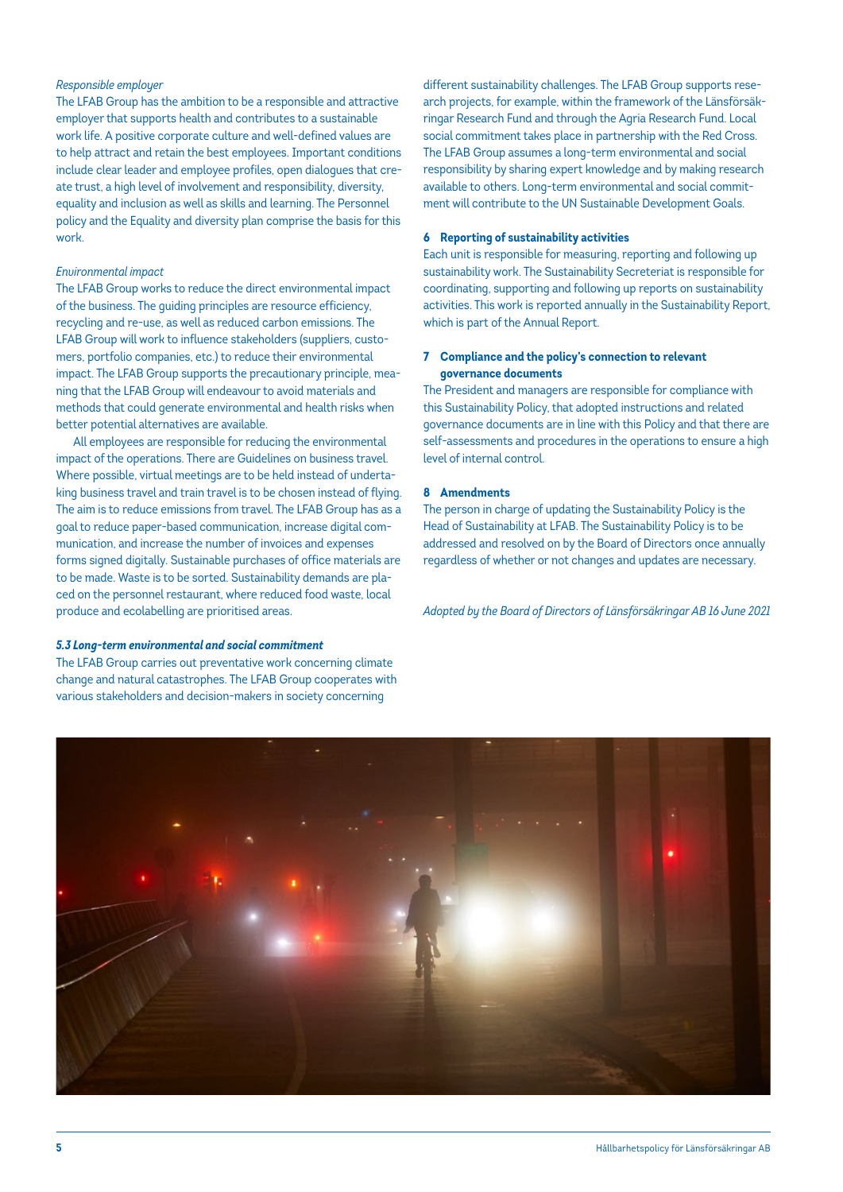*Responsible employer*

The LFAB Group has the ambition to be a responsible and attractive employer that supports health and contributes to a sustainable work life. A positive corporate culture and well-defined values are to help attract and retain the best employees. Important conditions include clear leader and employee profiles, open dialogues that create trust, a high level of involvement and responsibility, diversity, equality and inclusion as well as skills and learning. The Personnel policy and the Equality and diversity plan comprise the basis for this work.

*Environmental impact*

The LFAB Group works to reduce the direct environmental impact of the business. The guiding principles are resource efficiency, recycling and re-use, as well as reduced carbon emissions. The LFAB Group will work to influence stakeholders (suppliers, customers, portfolio companies, etc.) to reduce their environmental impact. The LFAB Group supports the precautionary principle, meaning that the LFAB Group will endeavour to avoid materials and methods that could generate environmental and health risks when better potential alternatives are available.

All employees are responsible for reducing the environmental impact of the operations. There are Guidelines on business travel. Where possible, virtual meetings are to be held instead of undertaking business travel and train travel is to be chosen instead of flying. The aim is to reduce emissions from travel. The LFAB Group has as a goal to reduce paper-based communication, increase digital communication, and increase the number of invoices and expenses forms signed digitally. Sustainable purchases of office materials are to be made. Waste is to be sorted. Sustainability demands are placed on the personnel restaurant, where reduced food waste, local produce and ecolabelling are prioritised areas.

***5.3 Long-term environmental and social commitment***

The LFAB Group carries out preventative work concerning climate change and natural catastrophes. The LFAB Group cooperates with various stakeholders and decision-makers in society concerning different sustainability challenges. The LFAB Group supports research projects, for example, within the framework of the Länsförsäkringar Research Fund and through the Agria Research Fund. Local social commitment takes place in partnership with the Red Cross. The LFAB Group assumes a long-term environmental and social responsibility by sharing expert knowledge and by making research available to others. Long-term environmental and social commitment will contribute to the UN Sustainable Development Goals.

## 6 Reporting of sustainability activities

Each unit is responsible for measuring, reporting and following up sustainability work. The Sustainability Secreteriat is responsible for coordinating, supporting and following up reports on sustainability activities. This work is reported annually in the Sustainability Report, which is part of the Annual Report.

## 7 Compliance and the policy's connection to relevant governance documents

The President and managers are responsible for compliance with this Sustainability Policy, that adopted instructions and related governance documents are in line with this Policy and that there are self-assessments and procedures in the operations to ensure a high level of internal control.

## 8 Amendments

The person in charge of updating the Sustainability Policy is the Head of Sustainability at LFAB. The Sustainability Policy is to be addressed and resolved on by the Board of Directors once annually regardless of whether or not changes and updates are necessary.

*Adopted by the Board of Directors of Länsförsäkringar AB 16 June 2021*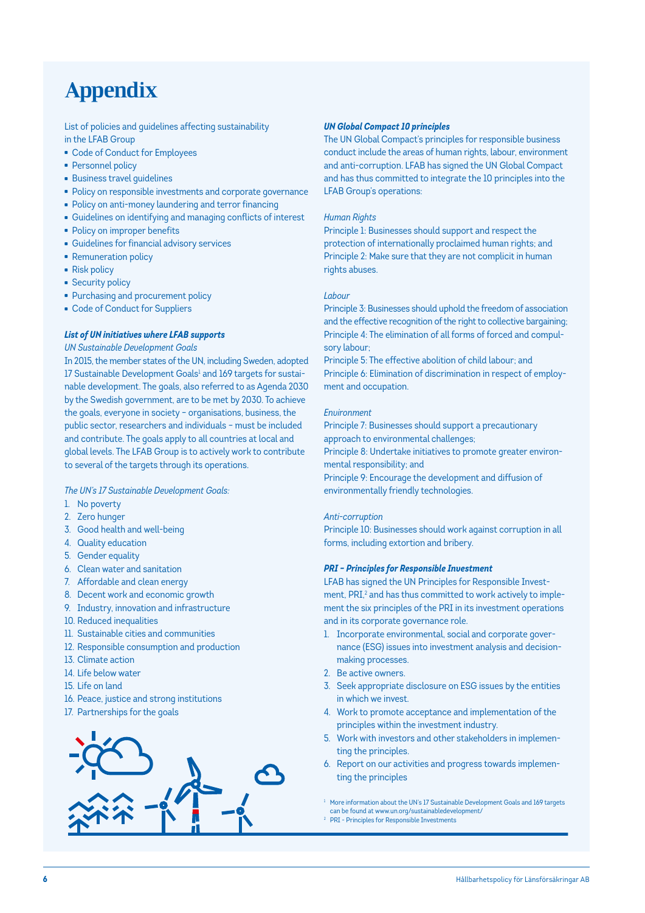# Appendix

List of policies and guidelines affecting sustainability in the LFAB Group

- Code of Conduct for Employees
- Personnel policy
- Business travel guidelines
- Policy on responsible investments and corporate governance
- Policy on anti-money laundering and terror financing
- Guidelines on identifying and managing conflicts of interest
- Policy on improper benefits
- Guidelines for financial advisory services
- Remuneration policy
- Risk policy
- Security policy
- Purchasing and procurement policy
- Code of Conduct for Suppliers

***List of UN initiatives where LFAB supports***

*UN Sustainable Development Goals*

In 2015, the member states of the UN, including Sweden, adopted 17 Sustainable Development Goals[1] and 169 targets for sustainable development. The goals, also referred to as Agenda 2030 by the Swedish government, are to be met by 2030. To achieve the goals, everyone in society – organisations, business, the public sector, researchers and individuals – must be included and contribute. The goals apply to all countries at local and global levels. The LFAB Group is to actively work to contribute to several of the targets through its operations.

*The UN's 17 Sustainable Development Goals:*

1. No poverty
2. Zero hunger
3. Good health and well-being
4. Quality education
5. Gender equality
6. Clean water and sanitation
7. Affordable and clean energy
8. Decent work and economic growth
9. Industry, innovation and infrastructure
10. Reduced inequalities
11. Sustainable cities and communities
12. Responsible consumption and production
13. Climate action
14. Life below water
15. Life on land
16. Peace, justice and strong institutions
17. Partnerships for the goals

***UN Global Compact 10 principles***

The UN Global Compact's principles for responsible business conduct include the areas of human rights, labour, environment and anti-corruption. LFAB has signed the UN Global Compact and has thus committed to integrate the 10 principles into the LFAB Group's operations:

*Human Rights*

Principle 1: Businesses should support and respect the protection of internationally proclaimed human rights; and
Principle 2: Make sure that they are not complicit in human rights abuses.

*Labour*

Principle 3: Businesses should uphold the freedom of association and the effective recognition of the right to collective bargaining;
Principle 4: The elimination of all forms of forced and compulsory labour;
Principle 5: The effective abolition of child labour; and
Principle 6: Elimination of discrimination in respect of employment and occupation.

*Environment*

Principle 7: Businesses should support a precautionary approach to environmental challenges;
Principle 8: Undertake initiatives to promote greater environmental responsibility; and
Principle 9: Encourage the development and diffusion of environmentally friendly technologies.

*Anti-corruption*

Principle 10: Businesses should work against corruption in all forms, including extortion and bribery.

***PRI – Principles for Responsible Investment***

LFAB has signed the UN Principles for Responsible Investment, PRI,[2] and has thus committed to work actively to implement the six principles of the PRI in its investment operations and in its corporate governance role.

1. Incorporate environmental, social and corporate governance (ESG) issues into investment analysis and decision-making processes.
2. Be active owners.
3. Seek appropriate disclosure on ESG issues by the entities in which we invest.
4. Work to promote acceptance and implementation of the principles within the investment industry.
5. Work with investors and other stakeholders in implementing the principles.
6. Report on our activities and progress towards implementing the principles

[1] More information about the UN's 17 Sustainable Development Goals and 169 targets can be found at www.un.org/sustainabledevelopment/

[2] PRI – Principles for Responsible Investments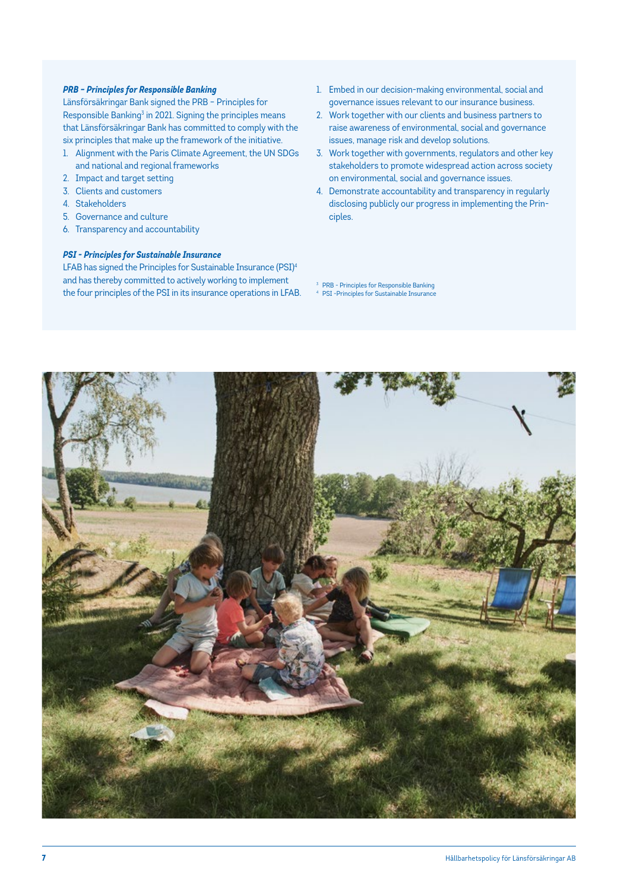***PRB - Principles for Responsible Banking***

Länsförsäkringar Bank signed the PRB – Principles for Responsible Banking[3] in 2021. Signing the principles means that Länsförsäkringar Bank has committed to comply with the six principles that make up the framework of the initiative.

1. Alignment with the Paris Climate Agreement, the UN SDGs and national and regional frameworks
2. Impact and target setting
3. Clients and customers
4. Stakeholders
5. Governance and culture
6. Transparency and accountability

***PSI - Principles for Sustainable Insurance***

LFAB has signed the Principles for Sustainable Insurance (PSI)[4] and has thereby committed to actively working to implement the four principles of the PSI in its insurance operations in LFAB.

1. Embed in our decision-making environmental, social and governance issues relevant to our insurance business.
2. Work together with our clients and business partners to raise awareness of environmental, social and governance issues, manage risk and develop solutions.
3. Work together with governments, regulators and other key stakeholders to promote widespread action across society on environmental, social and governance issues.
4. Demonstrate accountability and transparency in regularly disclosing publicly our progress in implementing the Principles.

[3] PRB - Principles for Responsible Banking
[4] PSI -Principles for Sustainable Insurance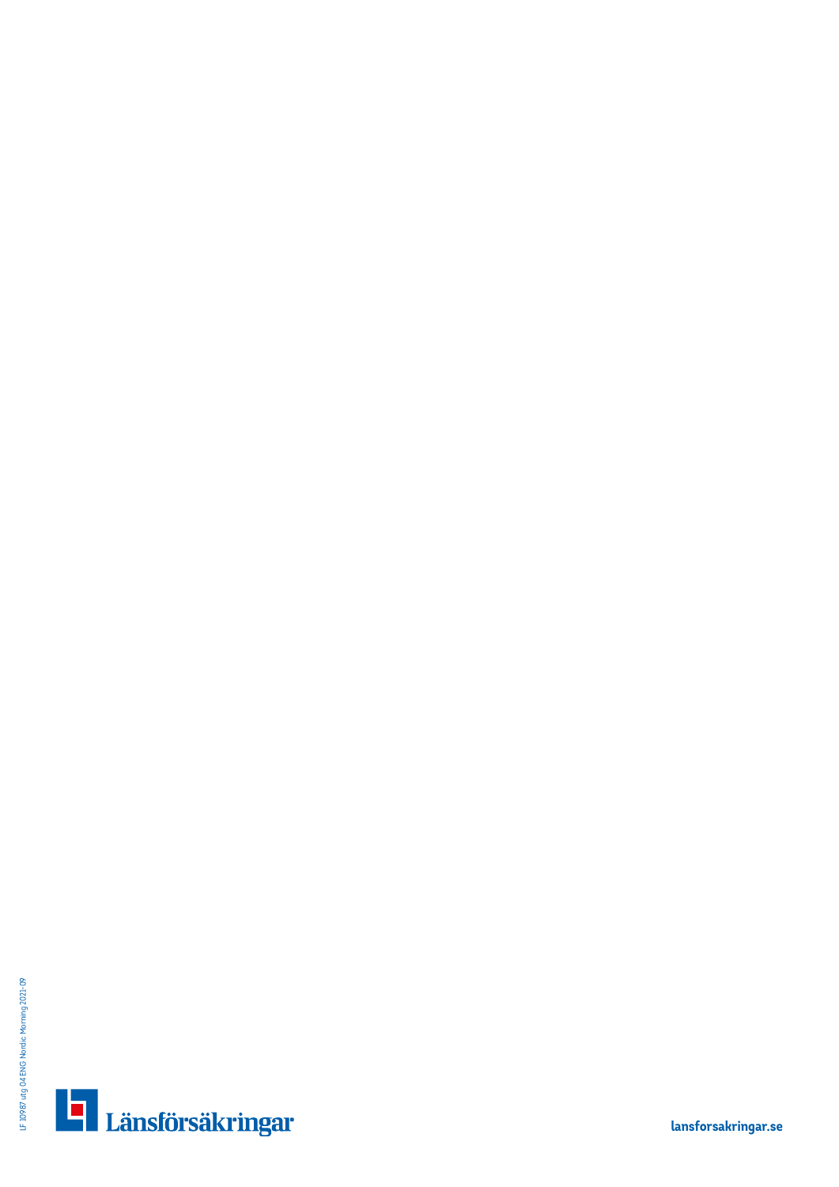LF 10987 utg 04 ENG Nordic Morning 2021-09

Länsförsäkringar

lansforsakringar.se